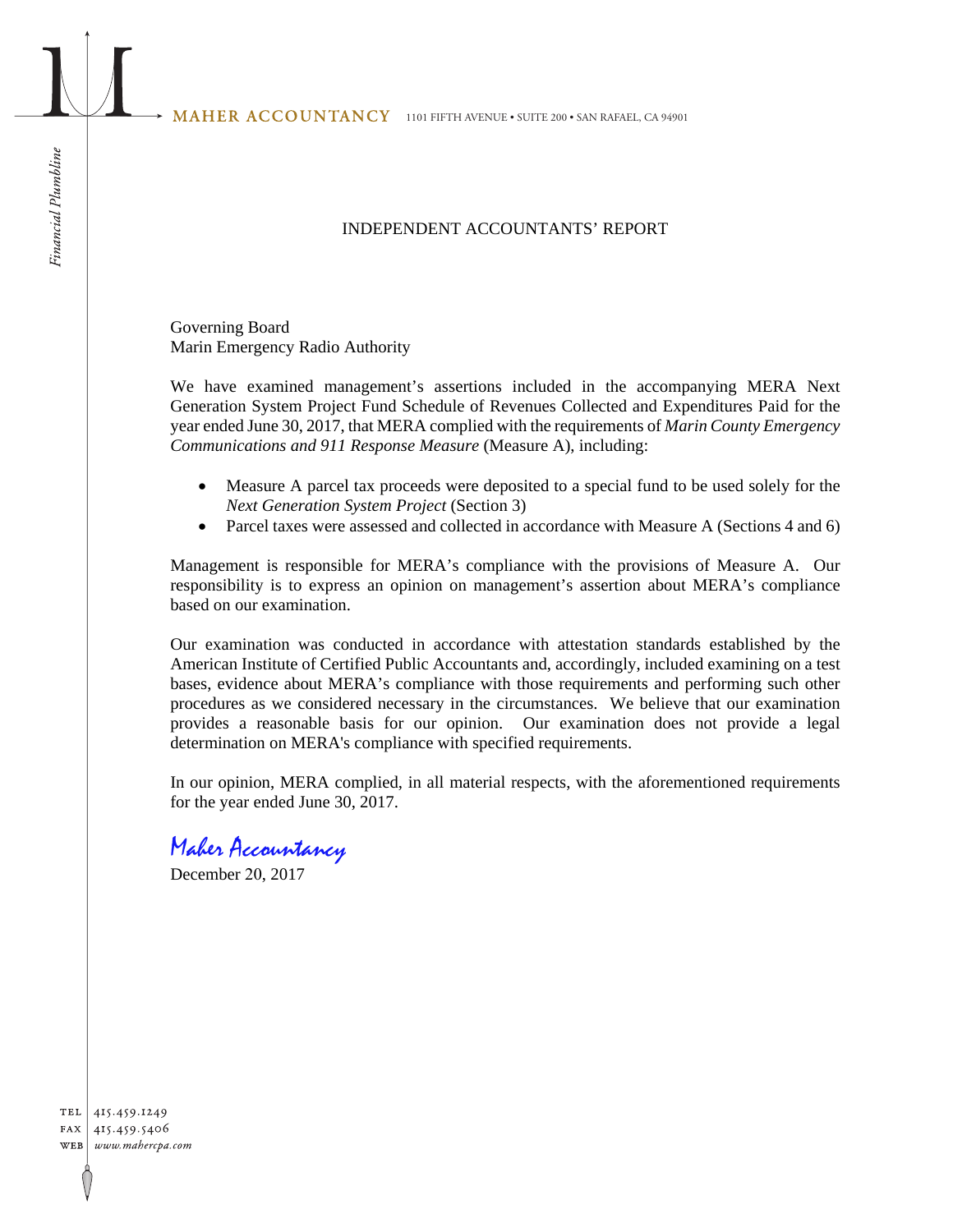MAHER ACCOUNTANCY 1101 FIFTH AVENUE • SUITE 200 • SAN RAFAEL, CA 94901

*Financial Plumbline*

# INDEPENDENT ACCOUNTANTS' REPORT

Governing Board
Marin Emergency Radio Authority

We have examined management's assertions included in the accompanying MERA Next Generation System Project Fund Schedule of Revenues Collected and Expenditures Paid for the year ended June 30, 2017, that MERA complied with the requirements of *Marin County Emergency Communications and 911 Response Measure* (Measure A), including:

- Measure A parcel tax proceeds were deposited to a special fund to be used solely for the *Next Generation System Project* (Section 3)
- Parcel taxes were assessed and collected in accordance with Measure A (Sections 4 and 6)

Management is responsible for MERA's compliance with the provisions of Measure A. Our responsibility is to express an opinion on management's assertion about MERA's compliance based on our examination.

Our examination was conducted in accordance with attestation standards established by the American Institute of Certified Public Accountants and, accordingly, included examining on a test bases, evidence about MERA's compliance with those requirements and performing such other procedures as we considered necessary in the circumstances. We believe that our examination provides a reasonable basis for our opinion. Our examination does not provide a legal determination on MERA's compliance with specified requirements.

In our opinion, MERA complied, in all material respects, with the aforementioned requirements for the year ended June 30, 2017.

*Maher Accountancy*

December 20, 2017

TEL 415.459.1249
FAX 415.459.5406
WEB *www.mahercpa.com*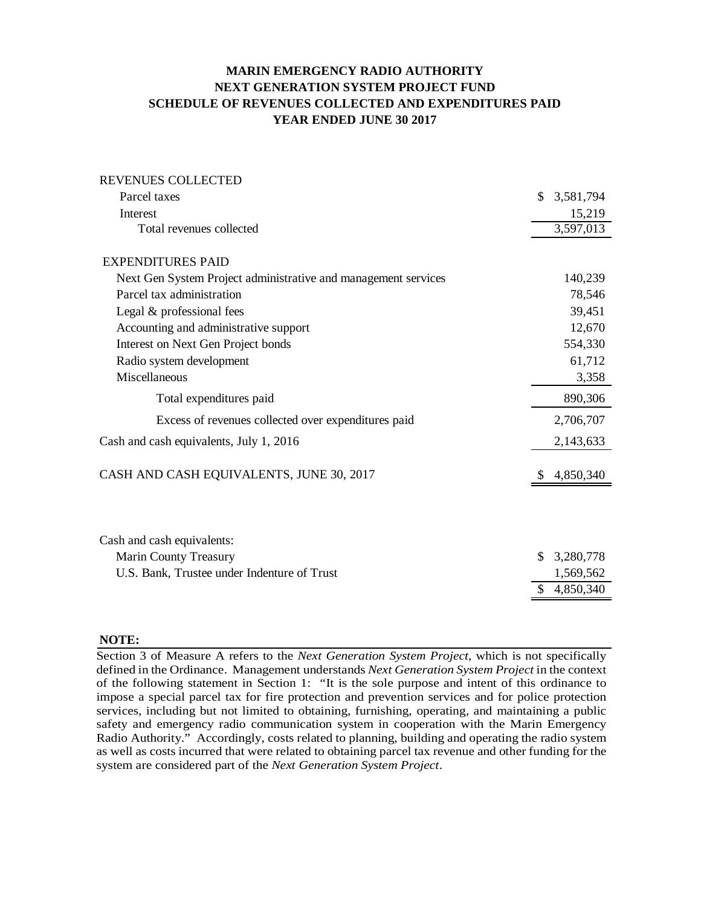# MARIN EMERGENCY RADIO AUTHORITY
## NEXT GENERATION SYSTEM PROJECT FUND
## SCHEDULE OF REVENUES COLLECTED AND EXPENDITURES PAID
## YEAR ENDED JUNE 30 2017

| | |
|---|---|
| REVENUES COLLECTED | |
| Parcel taxes | $ 3,581,794 |
| Interest | 15,219 |
| Total revenues collected | 3,597,013 |
| | |
| EXPENDITURES PAID | |
| Next Gen System Project administrative and management services | 140,239 |
| Parcel tax administration | 78,546 |
| Legal & professional fees | 39,451 |
| Accounting and administrative support | 12,670 |
| Interest on Next Gen Project bonds | 554,330 |
| Radio system development | 61,712 |
| Miscellaneous | 3,358 |
| Total expenditures paid | 890,306 |
| Excess of revenues collected over expenditures paid | 2,706,707 |
| Cash and cash equivalents, July 1, 2016 | 2,143,633 |
| CASH AND CASH EQUIVALENTS, JUNE 30, 2017 | $ 4,850,340 |

| | |
|---|---|
| Cash and cash equivalents: | |
| Marin County Treasury | $ 3,280,778 |
| U.S. Bank, Trustee under Indenture of Trust | 1,569,562 |
| | $ 4,850,340 |

**NOTE:**

Section 3 of Measure A refers to the *Next Generation System Project*, which is not specifically defined in the Ordinance. Management understands *Next Generation System Project* in the context of the following statement in Section 1: "It is the sole purpose and intent of this ordinance to impose a special parcel tax for fire protection and prevention services and for police protection services, including but not limited to obtaining, furnishing, operating, and maintaining a public safety and emergency radio communication system in cooperation with the Marin Emergency Radio Authority." Accordingly, costs related to planning, building and operating the radio system as well as costs incurred that were related to obtaining parcel tax revenue and other funding for the system are considered part of the *Next Generation System Project*.